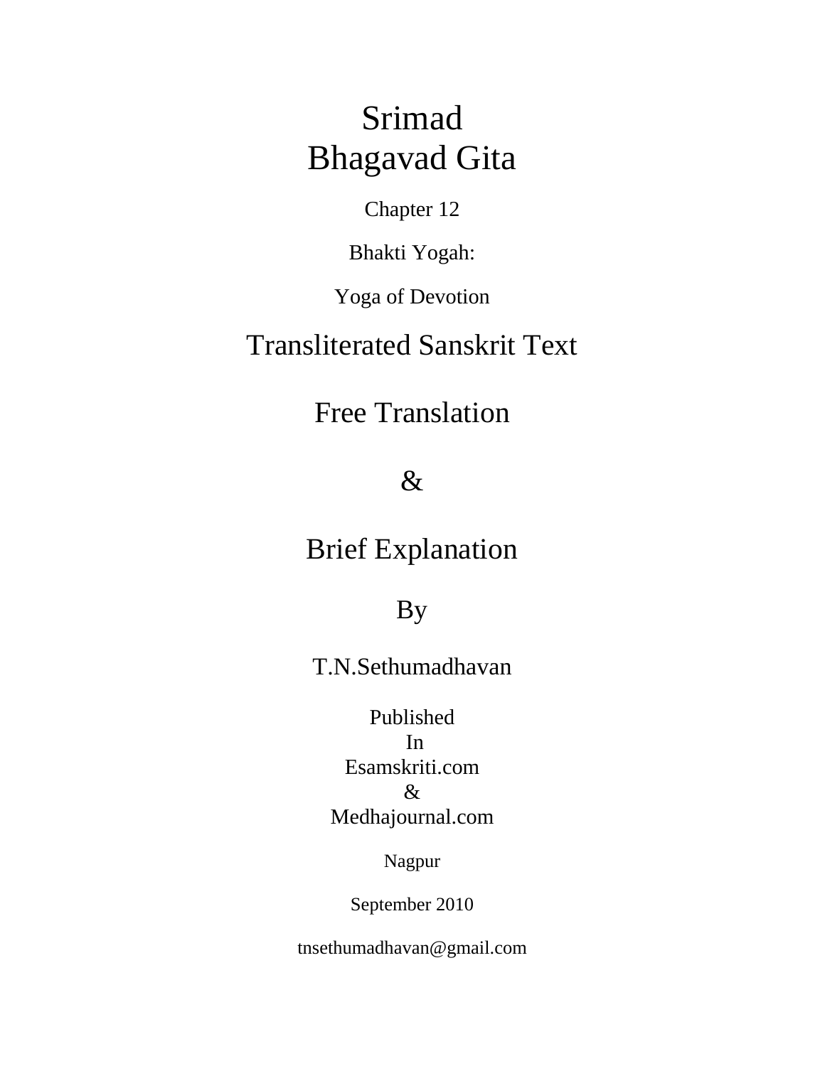# Srimad Bhagavad Gita

Chapter 12

Bhakti Yogah:

Yoga of Devotion

## Transliterated Sanskrit Text

## Free Translation

## &

## Brief Explanation

By

T.N.Sethumadhavan

Published
In
Esamskriti.com
&
Medhajournal.com

Nagpur

September 2010

tnsethumadhavan@gmail.com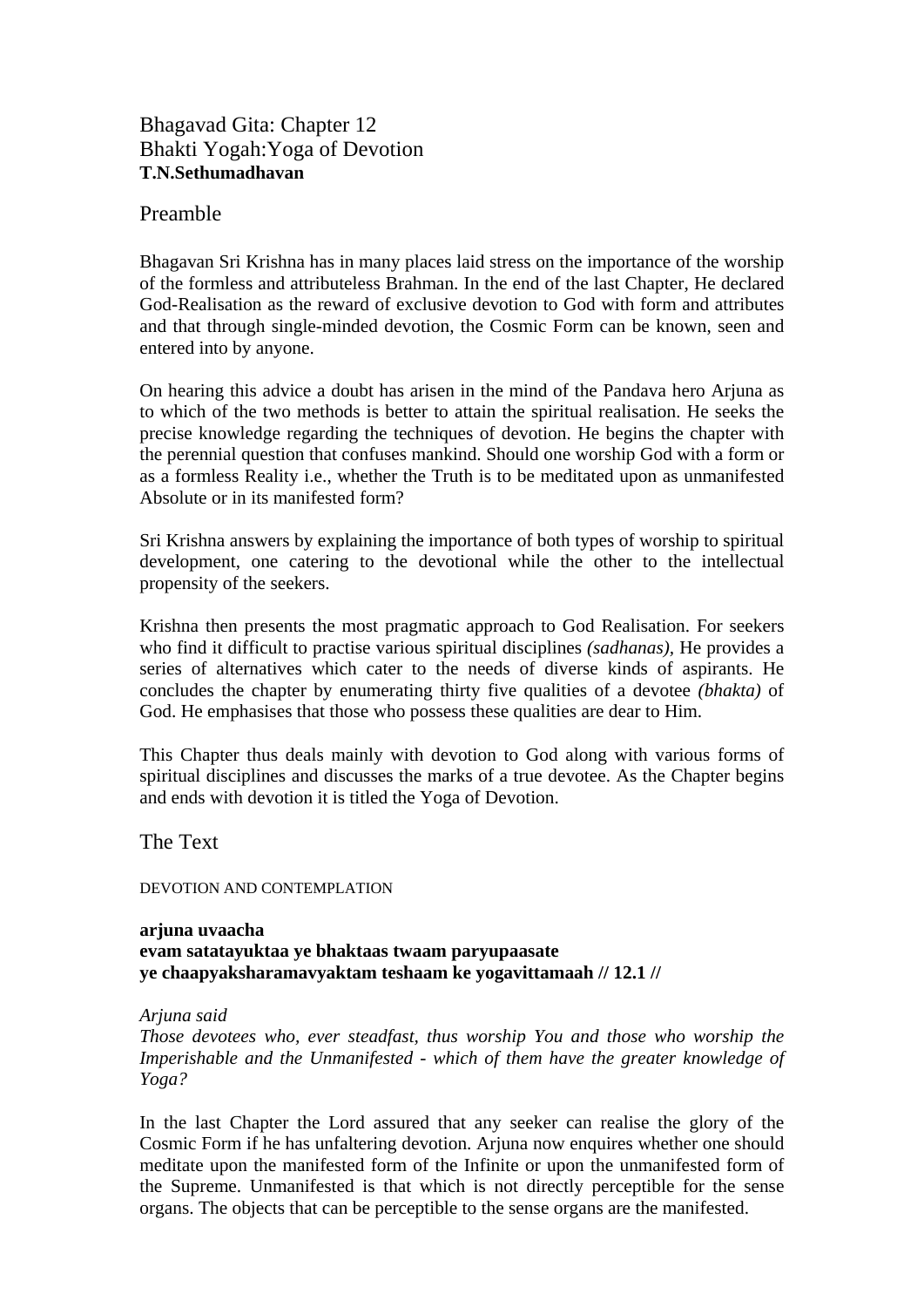# Bhagavad Gita: Chapter 12
# Bhakti Yogah:Yoga of Devotion
**T.N.Sethumadhavan**

## Preamble

Bhagavan Sri Krishna has in many places laid stress on the importance of the worship of the formless and attributeless Brahman. In the end of the last Chapter, He declared God-Realisation as the reward of exclusive devotion to God with form and attributes and that through single-minded devotion, the Cosmic Form can be known, seen and entered into by anyone.

On hearing this advice a doubt has arisen in the mind of the Pandava hero Arjuna as to which of the two methods is better to attain the spiritual realisation. He seeks the precise knowledge regarding the techniques of devotion. He begins the chapter with the perennial question that confuses mankind. Should one worship God with a form or as a formless Reality i.e., whether the Truth is to be meditated upon as unmanifested Absolute or in its manifested form?

Sri Krishna answers by explaining the importance of both types of worship to spiritual development, one catering to the devotional while the other to the intellectual propensity of the seekers.

Krishna then presents the most pragmatic approach to God Realisation. For seekers who find it difficult to practise various spiritual disciplines *(sadhanas)*, He provides a series of alternatives which cater to the needs of diverse kinds of aspirants. He concludes the chapter by enumerating thirty five qualities of a devotee *(bhakta)* of God. He emphasises that those who possess these qualities are dear to Him.

This Chapter thus deals mainly with devotion to God along with various forms of spiritual disciplines and discusses the marks of a true devotee. As the Chapter begins and ends with devotion it is titled the Yoga of Devotion.

## The Text

DEVOTION AND CONTEMPLATION

**arjuna uvaacha**
**evam satatayuktaa ye bhaktaas twaam paryupaasate**
**ye chaapyaksharamavyaktam teshaam ke yogavittamaah // 12.1 //**

*Arjuna said*
*Those devotees who, ever steadfast, thus worship You and those who worship the Imperishable and the Unmanifested - which of them have the greater knowledge of Yoga?*

In the last Chapter the Lord assured that any seeker can realise the glory of the Cosmic Form if he has unfaltering devotion. Arjuna now enquires whether one should meditate upon the manifested form of the Infinite or upon the unmanifested form of the Supreme. Unmanifested is that which is not directly perceptible for the sense organs. The objects that can be perceptible to the sense organs are the manifested.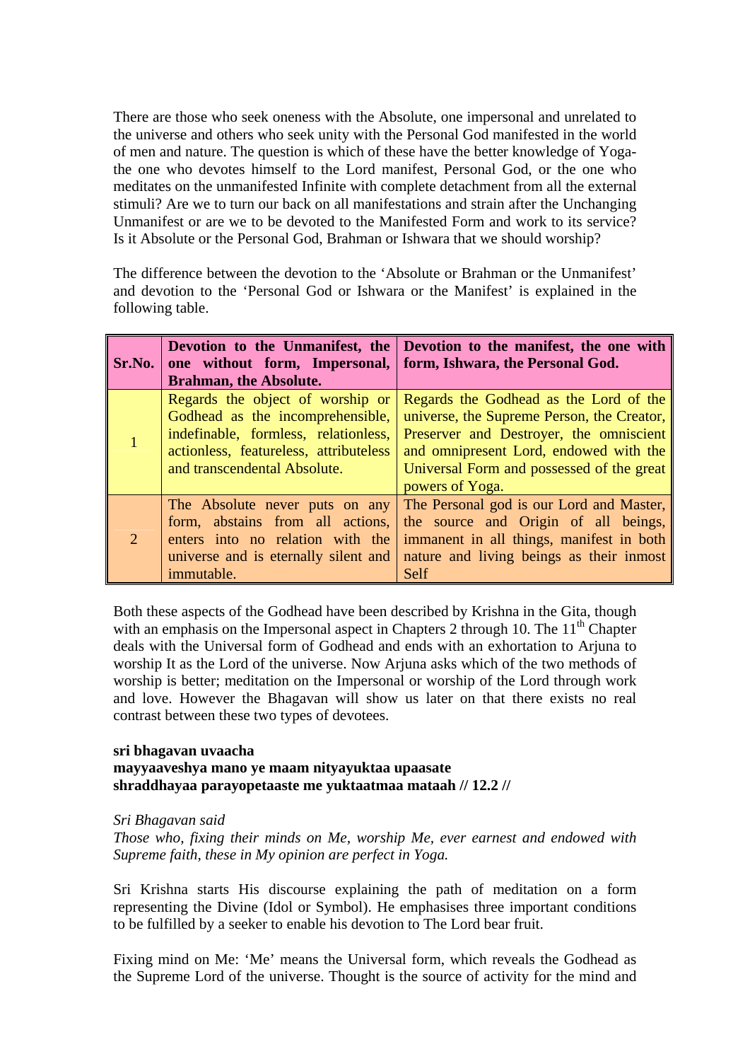There are those who seek oneness with the Absolute, one impersonal and unrelated to the universe and others who seek unity with the Personal God manifested in the world of men and nature. The question is which of these have the better knowledge of Yoga- the one who devotes himself to the Lord manifest, Personal God, or the one who meditates on the unmanifested Infinite with complete detachment from all the external stimuli? Are we to turn our back on all manifestations and strain after the Unchanging Unmanifest or are we to be devoted to the Manifested Form and work to its service? Is it Absolute or the Personal God, Brahman or Ishwara that we should worship?

The difference between the devotion to the 'Absolute or Brahman or the Unmanifest' and devotion to the 'Personal God or Ishwara or the Manifest' is explained in the following table.

| Sr.No. | Devotion to the Unmanifest, the one without form, Impersonal, Brahman, the Absolute. | Devotion to the manifest, the one with form, Ishwara, the Personal God. |
|---|---|---|
| 1 | Regards the object of worship or Godhead as the incomprehensible, indefinable, formless, relationless, actionless, featureless, attributeless and transcendental Absolute. | Regards the Godhead as the Lord of the universe, the Supreme Person, the Creator, Preserver and Destroyer, the omniscient and omnipresent Lord, endowed with the Universal Form and possessed of the great powers of Yoga. |
| 2 | The Absolute never puts on any form, abstains from all actions, enters into no relation with the universe and is eternally silent and immutable. | The Personal god is our Lord and Master, the source and Origin of all beings, immanent in all things, manifest in both nature and living beings as their inmost Self |

Both these aspects of the Godhead have been described by Krishna in the Gita, though with an emphasis on the Impersonal aspect in Chapters 2 through 10. The 11th Chapter deals with the Universal form of Godhead and ends with an exhortation to Arjuna to worship It as the Lord of the universe. Now Arjuna asks which of the two methods of worship is better; meditation on the Impersonal or worship of the Lord through work and love. However the Bhagavan will show us later on that there exists no real contrast between these two types of devotees.

**sri bhagavan uvaacha**
**mayyaaveshya mano ye maam nityayuktaa upaasate**
**shraddhayaa parayopetaaste me yuktaatmaa mataah // 12.2 //**

*Sri Bhagavan said*
*Those who, fixing their minds on Me, worship Me, ever earnest and endowed with Supreme faith, these in My opinion are perfect in Yoga.*

Sri Krishna starts His discourse explaining the path of meditation on a form representing the Divine (Idol or Symbol). He emphasises three important conditions to be fulfilled by a seeker to enable his devotion to The Lord bear fruit.

Fixing mind on Me: 'Me' means the Universal form, which reveals the Godhead as the Supreme Lord of the universe. Thought is the source of activity for the mind and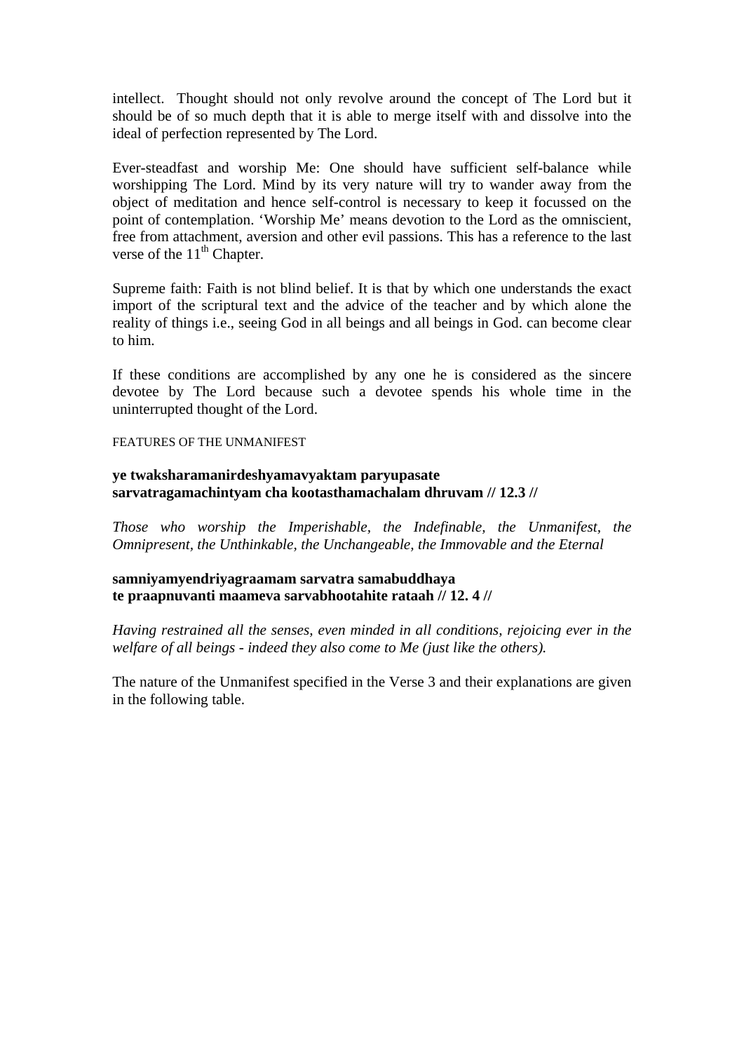intellect. Thought should not only revolve around the concept of The Lord but it should be of so much depth that it is able to merge itself with and dissolve into the ideal of perfection represented by The Lord.

Ever-steadfast and worship Me: One should have sufficient self-balance while worshipping The Lord. Mind by its very nature will try to wander away from the object of meditation and hence self-control is necessary to keep it focussed on the point of contemplation. 'Worship Me' means devotion to the Lord as the omniscient, free from attachment, aversion and other evil passions. This has a reference to the last verse of the 11th Chapter.

Supreme faith: Faith is not blind belief. It is that by which one understands the exact import of the scriptural text and the advice of the teacher and by which alone the reality of things i.e., seeing God in all beings and all beings in God. can become clear to him.

If these conditions are accomplished by any one he is considered as the sincere devotee by The Lord because such a devotee spends his whole time in the uninterrupted thought of the Lord.

FEATURES OF THE UNMANIFEST

**ye twaksharamanirdeshyamavyaktam paryupasate**
**sarvatragamachintyam cha kootasthamachalam dhruvam // 12.3 //**

*Those who worship the Imperishable, the Indefinable, the Unmanifest, the Omnipresent, the Unthinkable, the Unchangeable, the Immovable and the Eternal*

**samniyamyendriyagraamam sarvatra samabuddhaya**
**te praapnuvanti maameva sarvabhootahite rataah // 12. 4 //**

*Having restrained all the senses, even minded in all conditions, rejoicing ever in the welfare of all beings - indeed they also come to Me (just like the others).*

The nature of the Unmanifest specified in the Verse 3 and their explanations are given in the following table.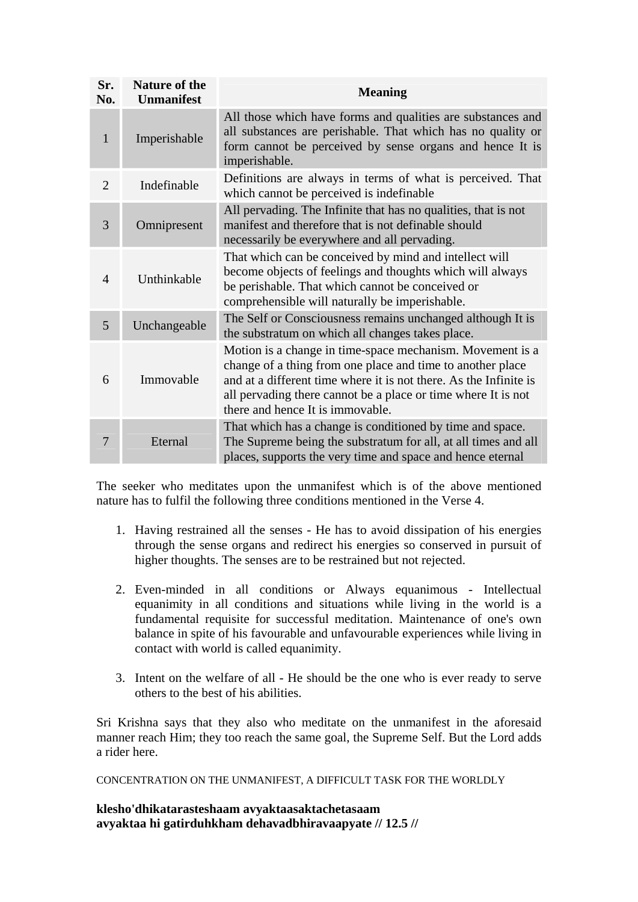| Sr. No. | Nature of the Unmanifest | Meaning |
|---|---|---|
| 1 | Imperishable | All those which have forms and qualities are substances and all substances are perishable. That which has no quality or form cannot be perceived by sense organs and hence It is imperishable. |
| 2 | Indefinable | Definitions are always in terms of what is perceived. That which cannot be perceived is indefinable |
| 3 | Omnipresent | All pervading. The Infinite that has no qualities, that is not manifest and therefore that is not definable should necessarily be everywhere and all pervading. |
| 4 | Unthinkable | That which can be conceived by mind and intellect will become objects of feelings and thoughts which will always be perishable. That which cannot be conceived or comprehensible will naturally be imperishable. |
| 5 | Unchangeable | The Self or Consciousness remains unchanged although It is the substratum on which all changes takes place. |
| 6 | Immovable | Motion is a change in time-space mechanism. Movement is a change of a thing from one place and time to another place and at a different time where it is not there. As the Infinite is all pervading there cannot be a place or time where It is not there and hence It is immovable. |
| 7 | Eternal | That which has a change is conditioned by time and space. The Supreme being the substratum for all, at all times and all places, supports the very time and space and hence eternal |

The seeker who meditates upon the unmanifest which is of the above mentioned nature has to fulfil the following three conditions mentioned in the Verse 4.

1. Having restrained all the senses - He has to avoid dissipation of his energies through the sense organs and redirect his energies so conserved in pursuit of higher thoughts. The senses are to be restrained but not rejected.

2. Even-minded in all conditions or Always equanimous - Intellectual equanimity in all conditions and situations while living in the world is a fundamental requisite for successful meditation. Maintenance of one's own balance in spite of his favourable and unfavourable experiences while living in contact with world is called equanimity.

3. Intent on the welfare of all - He should be the one who is ever ready to serve others to the best of his abilities.

Sri Krishna says that they also who meditate on the unmanifest in the aforesaid manner reach Him; they too reach the same goal, the Supreme Self. But the Lord adds a rider here.

CONCENTRATION ON THE UNMANIFEST, A DIFFICULT TASK FOR THE WORLDLY

**klesho'dhikatarasteshaam avyaktaasaktachetasaam**
**avyaktaa hi gatirduhkham dehavadbhiravaapyate // 12.5 //**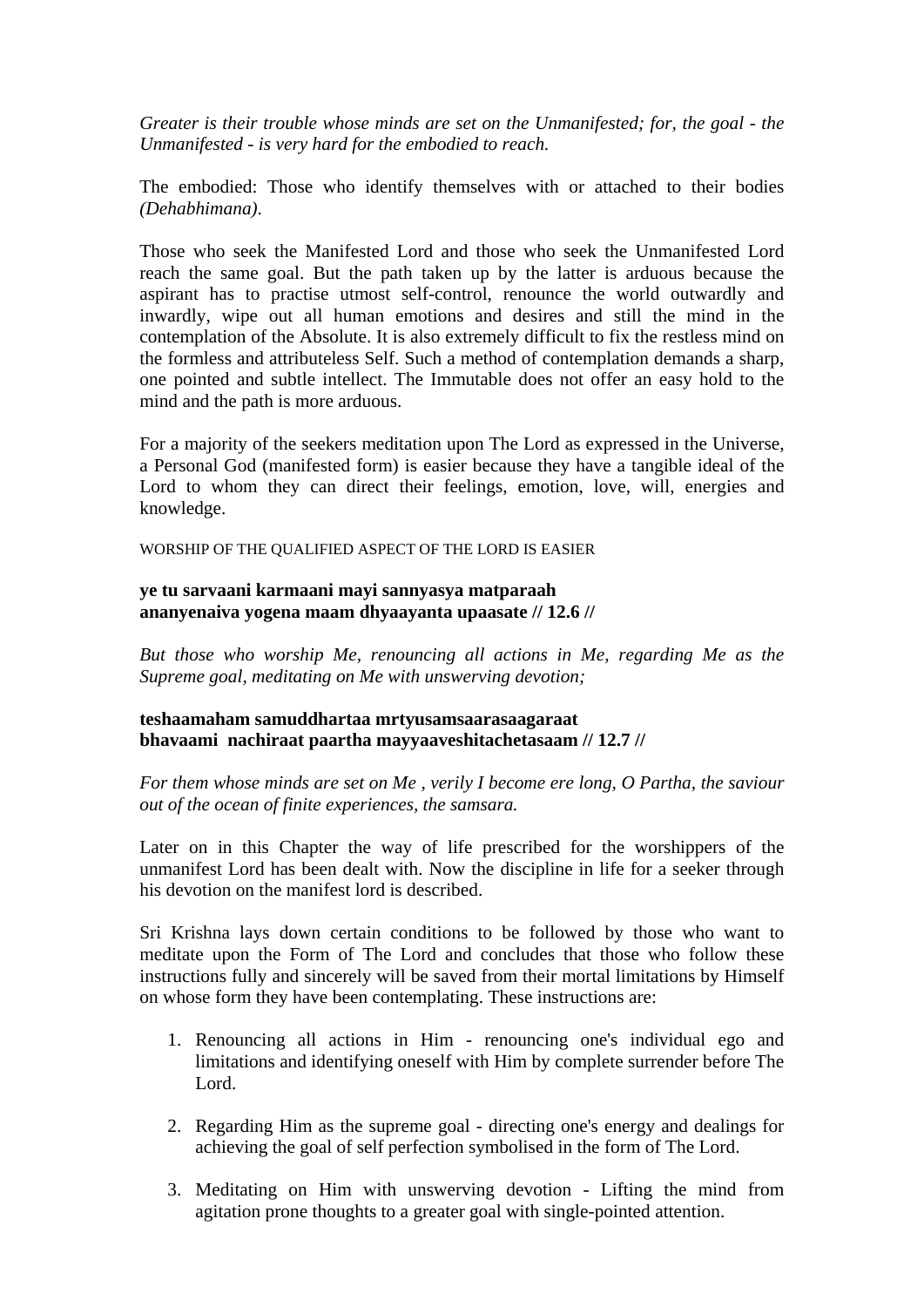*Greater is their trouble whose minds are set on the Unmanifested; for, the goal - the Unmanifested - is very hard for the embodied to reach.*

The embodied: Those who identify themselves with or attached to their bodies *(Dehabhimana)*.

Those who seek the Manifested Lord and those who seek the Unmanifested Lord reach the same goal. But the path taken up by the latter is arduous because the aspirant has to practise utmost self-control, renounce the world outwardly and inwardly, wipe out all human emotions and desires and still the mind in the contemplation of the Absolute. It is also extremely difficult to fix the restless mind on the formless and attributeless Self. Such a method of contemplation demands a sharp, one pointed and subtle intellect. The Immutable does not offer an easy hold to the mind and the path is more arduous.

For a majority of the seekers meditation upon The Lord as expressed in the Universe, a Personal God (manifested form) is easier because they have a tangible ideal of the Lord to whom they can direct their feelings, emotion, love, will, energies and knowledge.

WORSHIP OF THE QUALIFIED ASPECT OF THE LORD IS EASIER

**ye tu sarvaani karmaani mayi sannyasya matparaah**
**ananyenaiva yogena maam dhyaayanta upaasate // 12.6 //**

*But those who worship Me, renouncing all actions in Me, regarding Me as the Supreme goal, meditating on Me with unswerving devotion;*

**teshaamaham samuddhartaa mrtyusamsaarasaagaraat**
**bhavaami nachiraat paartha mayyaaveshitachetasaam // 12.7 //**

*For them whose minds are set on Me , verily I become ere long, O Partha, the saviour out of the ocean of finite experiences, the samsara.*

Later on in this Chapter the way of life prescribed for the worshippers of the unmanifest Lord has been dealt with. Now the discipline in life for a seeker through his devotion on the manifest lord is described.

Sri Krishna lays down certain conditions to be followed by those who want to meditate upon the Form of The Lord and concludes that those who follow these instructions fully and sincerely will be saved from their mortal limitations by Himself on whose form they have been contemplating. These instructions are:

1. Renouncing all actions in Him - renouncing one's individual ego and limitations and identifying oneself with Him by complete surrender before The Lord.

2. Regarding Him as the supreme goal - directing one's energy and dealings for achieving the goal of self perfection symbolised in the form of The Lord.

3. Meditating on Him with unswerving devotion - Lifting the mind from agitation prone thoughts to a greater goal with single-pointed attention.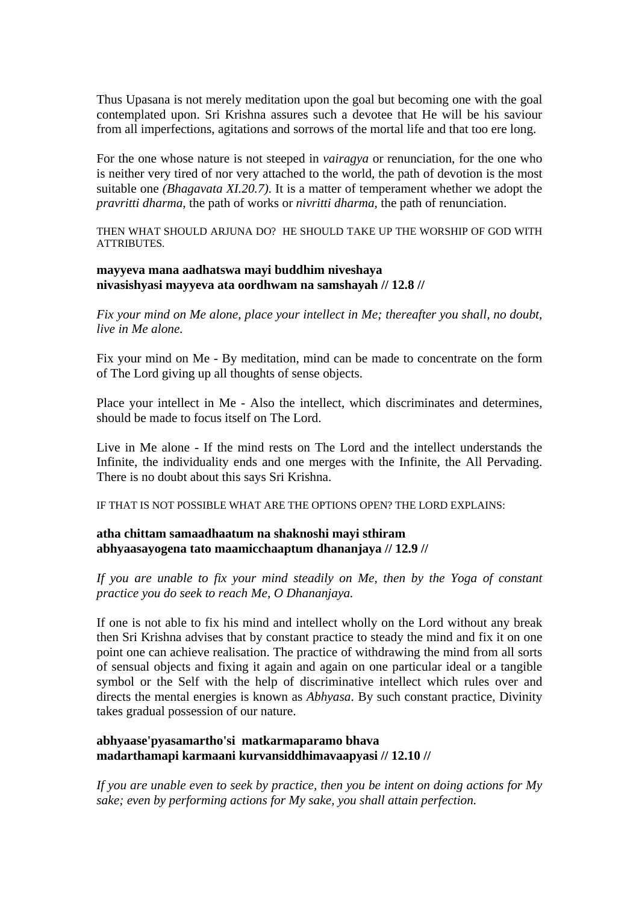Thus Upasana is not merely meditation upon the goal but becoming one with the goal contemplated upon. Sri Krishna assures such a devotee that He will be his saviour from all imperfections, agitations and sorrows of the mortal life and that too ere long.

For the one whose nature is not steeped in *vairagya* or renunciation, for the one who is neither very tired of nor very attached to the world, the path of devotion is the most suitable one *(Bhagavata XI.20.7)*. It is a matter of temperament whether we adopt the *pravritti dharma*, the path of works or *nivritti dharma*, the path of renunciation.

THEN WHAT SHOULD ARJUNA DO? HE SHOULD TAKE UP THE WORSHIP OF GOD WITH ATTRIBUTES.

**mayyeva mana aadhatswa mayi buddhim niveshaya**
**nivasishyasi mayyeva ata oordhwam na samshayah // 12.8 //**

*Fix your mind on Me alone, place your intellect in Me; thereafter you shall, no doubt, live in Me alone.*

Fix your mind on Me - By meditation, mind can be made to concentrate on the form of The Lord giving up all thoughts of sense objects.

Place your intellect in Me - Also the intellect, which discriminates and determines, should be made to focus itself on The Lord.

Live in Me alone - If the mind rests on The Lord and the intellect understands the Infinite, the individuality ends and one merges with the Infinite, the All Pervading. There is no doubt about this says Sri Krishna.

IF THAT IS NOT POSSIBLE WHAT ARE THE OPTIONS OPEN? THE LORD EXPLAINS:

**atha chittam samaadhaatum na shaknoshi mayi sthiram**
**abhyaasayogena tato maamicchaaptum dhananjaya // 12.9 //**

*If you are unable to fix your mind steadily on Me, then by the Yoga of constant practice you do seek to reach Me, O Dhananjaya.*

If one is not able to fix his mind and intellect wholly on the Lord without any break then Sri Krishna advises that by constant practice to steady the mind and fix it on one point one can achieve realisation. The practice of withdrawing the mind from all sorts of sensual objects and fixing it again and again on one particular ideal or a tangible symbol or the Self with the help of discriminative intellect which rules over and directs the mental energies is known as *Abhyasa*. By such constant practice, Divinity takes gradual possession of our nature.

**abhyaase'pyasamartho'si matkarmaparamo bhava**
**madarthamapi karmaani kurvansiddhimavaapyasi // 12.10 //**

*If you are unable even to seek by practice, then you be intent on doing actions for My sake; even by performing actions for My sake, you shall attain perfection.*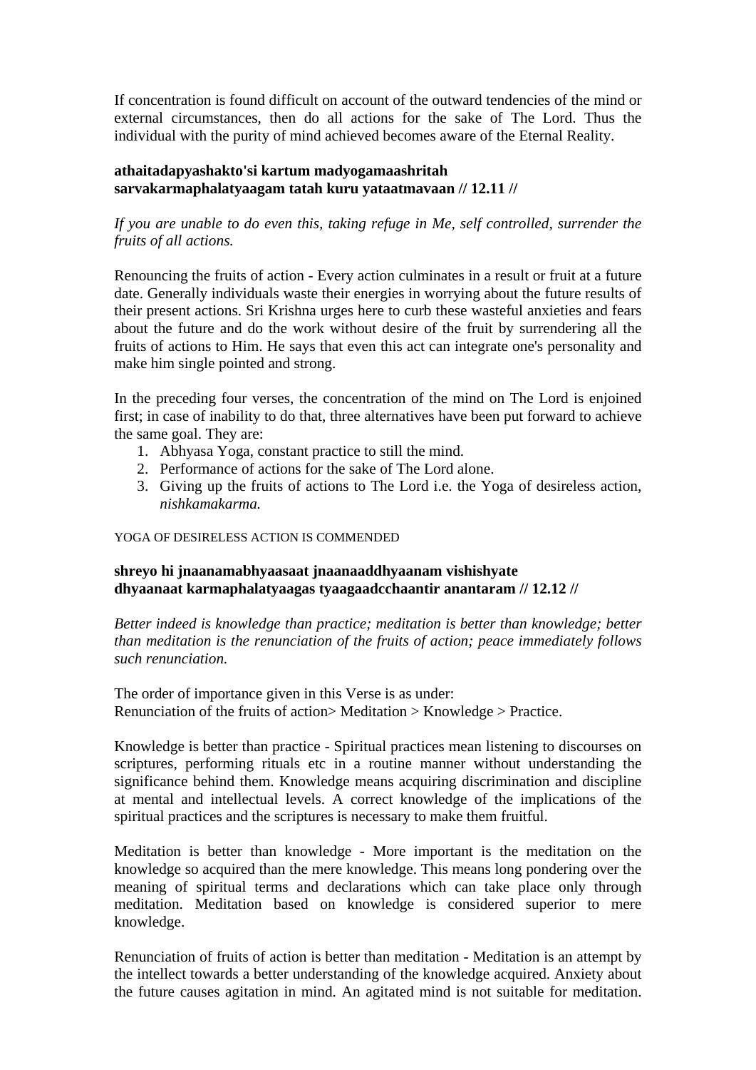If concentration is found difficult on account of the outward tendencies of the mind or external circumstances, then do all actions for the sake of The Lord. Thus the individual with the purity of mind achieved becomes aware of the Eternal Reality.

**athaitadapyashakto'si kartum madyogamaashritah**
**sarvakarmaphalatyaagam tatah kuru yataatmavaan // 12.11 //**

*If you are unable to do even this, taking refuge in Me, self controlled, surrender the fruits of all actions.*

Renouncing the fruits of action - Every action culminates in a result or fruit at a future date. Generally individuals waste their energies in worrying about the future results of their present actions. Sri Krishna urges here to curb these wasteful anxieties and fears about the future and do the work without desire of the fruit by surrendering all the fruits of actions to Him. He says that even this act can integrate one's personality and make him single pointed and strong.

In the preceding four verses, the concentration of the mind on The Lord is enjoined first; in case of inability to do that, three alternatives have been put forward to achieve the same goal. They are:

1. Abhyasa Yoga, constant practice to still the mind.
2. Performance of actions for the sake of The Lord alone.
3. Giving up the fruits of actions to The Lord i.e. the Yoga of desireless action, *nishkamakarma.*

YOGA OF DESIRELESS ACTION IS COMMENDED

**shreyo hi jnaanamabhyaasaat jnaanaaddhyaanam vishishyate**
**dhyaanaat karmaphalatyaagas tyaagaadcchaantir anantaram // 12.12 //**

*Better indeed is knowledge than practice; meditation is better than knowledge; better than meditation is the renunciation of the fruits of action; peace immediately follows such renunciation.*

The order of importance given in this Verse is as under:
Renunciation of the fruits of action> Meditation > Knowledge > Practice.

Knowledge is better than practice - Spiritual practices mean listening to discourses on scriptures, performing rituals etc in a routine manner without understanding the significance behind them. Knowledge means acquiring discrimination and discipline at mental and intellectual levels. A correct knowledge of the implications of the spiritual practices and the scriptures is necessary to make them fruitful.

Meditation is better than knowledge - More important is the meditation on the knowledge so acquired than the mere knowledge. This means long pondering over the meaning of spiritual terms and declarations which can take place only through meditation. Meditation based on knowledge is considered superior to mere knowledge.

Renunciation of fruits of action is better than meditation - Meditation is an attempt by the intellect towards a better understanding of the knowledge acquired. Anxiety about the future causes agitation in mind. An agitated mind is not suitable for meditation.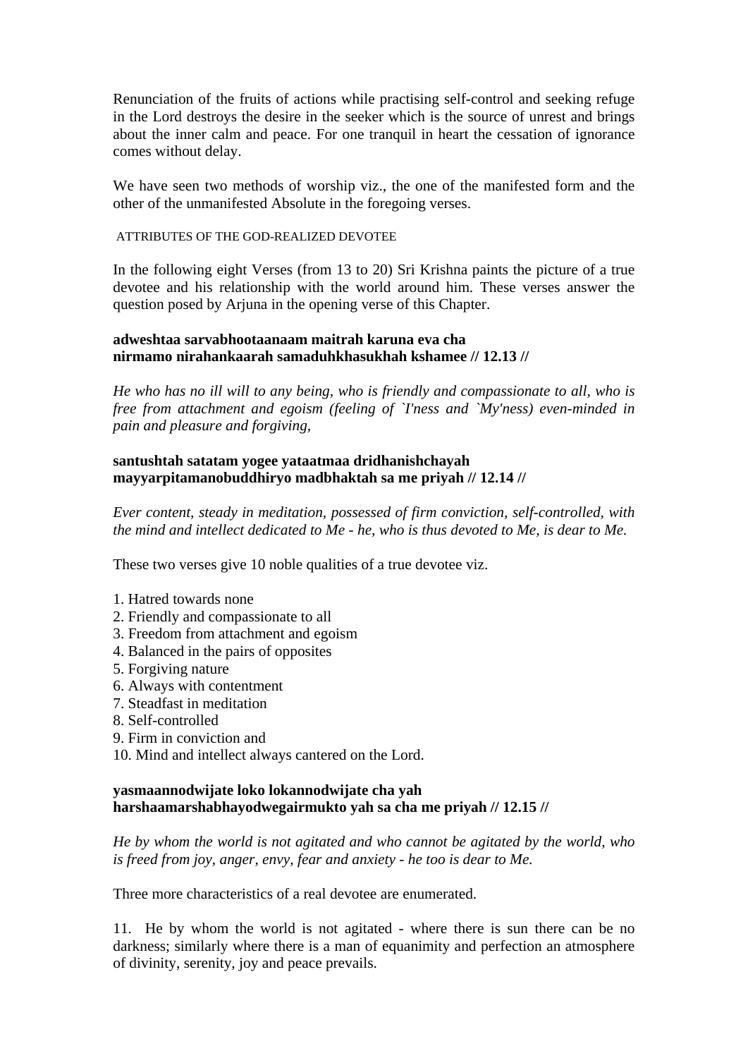Renunciation of the fruits of actions while practising self-control and seeking refuge in the Lord destroys the desire in the seeker which is the source of unrest and brings about the inner calm and peace. For one tranquil in heart the cessation of ignorance comes without delay.

We have seen two methods of worship viz., the one of the manifested form and the other of the unmanifested Absolute in the foregoing verses.

### ATTRIBUTES OF THE GOD-REALIZED DEVOTEE

In the following eight Verses (from 13 to 20) Sri Krishna paints the picture of a true devotee and his relationship with the world around him. These verses answer the question posed by Arjuna in the opening verse of this Chapter.

**adweshtaa sarvabhootaanaam maitrah karuna eva cha**
**nirmamo nirahankaarah samaduhkhasukhah kshamee // 12.13 //**

*He who has no ill will to any being, who is friendly and compassionate to all, who is free from attachment and egoism (feeling of `I'ness and `My'ness) even-minded in pain and pleasure and forgiving,*

**santushtah satatam yogee yataatmaa dridhanishchayah**
**mayyarpitamanobuddhiryo madbhaktah sa me priyah // 12.14 //**

*Ever content, steady in meditation, possessed of firm conviction, self-controlled, with the mind and intellect dedicated to Me - he, who is thus devoted to Me, is dear to Me.*

These two verses give 10 noble qualities of a true devotee viz.

1. Hatred towards none
2. Friendly and compassionate to all
3. Freedom from attachment and egoism
4. Balanced in the pairs of opposites
5. Forgiving nature
6. Always with contentment
7. Steadfast in meditation
8. Self-controlled
9. Firm in conviction and
10. Mind and intellect always cantered on the Lord.

**yasmaannodwijate loko lokannodwijate cha yah**
**harshaamarshabhayodwegairmukto yah sa cha me priyah // 12.15 //**

*He by whom the world is not agitated and who cannot be agitated by the world, who is freed from joy, anger, envy, fear and anxiety - he too is dear to Me.*

Three more characteristics of a real devotee are enumerated.

11. He by whom the world is not agitated - where there is sun there can be no darkness; similarly where there is a man of equanimity and perfection an atmosphere of divinity, serenity, joy and peace prevails.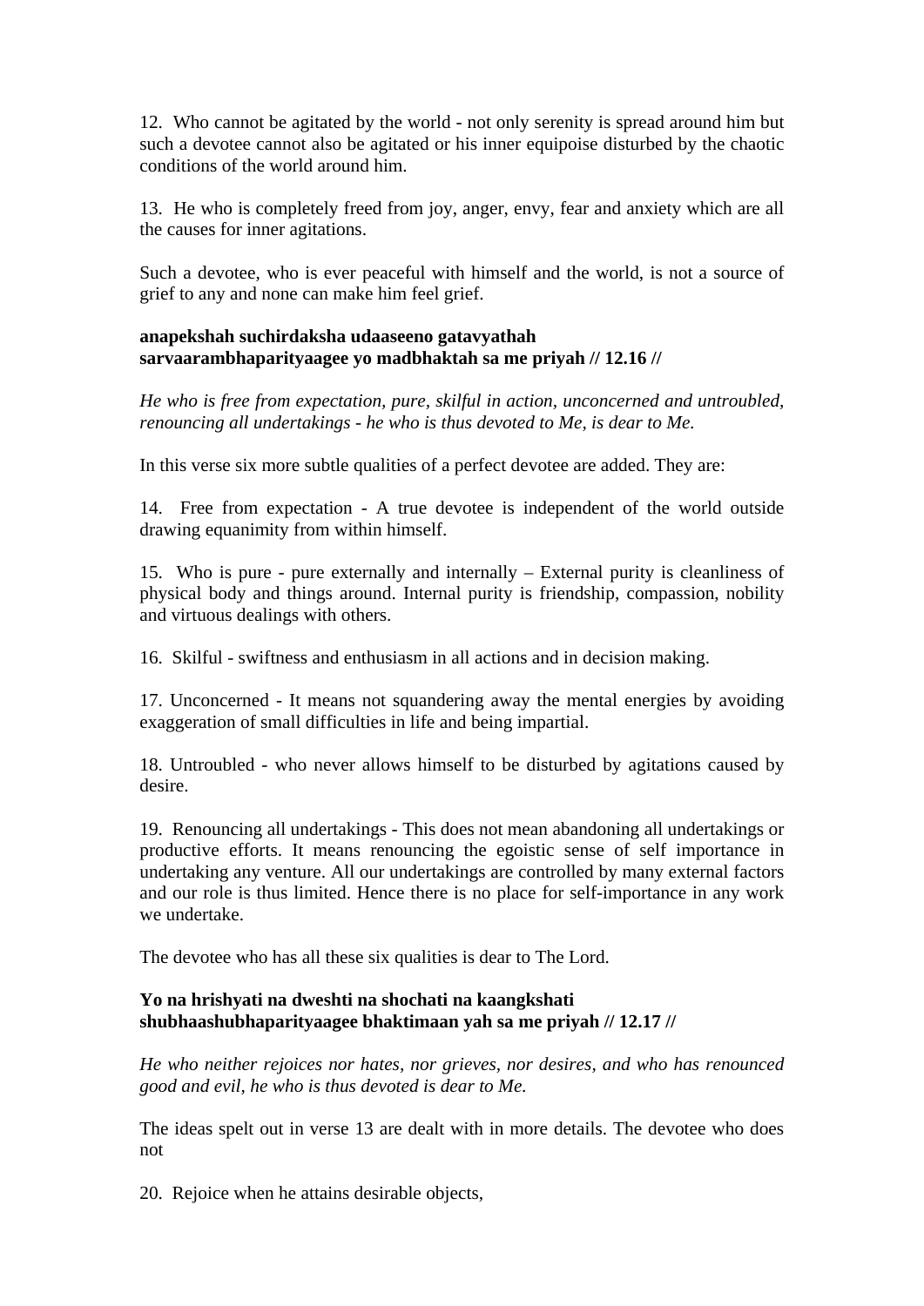12. Who cannot be agitated by the world - not only serenity is spread around him but such a devotee cannot also be agitated or his inner equipoise disturbed by the chaotic conditions of the world around him.

13. He who is completely freed from joy, anger, envy, fear and anxiety which are all the causes for inner agitations.

Such a devotee, who is ever peaceful with himself and the world, is not a source of grief to any and none can make him feel grief.

**anapekshah suchirdaksha udaaseeno gatavyathah**
**sarvaarambhaparityaagee yo madbhaktah sa me priyah // 12.16 //**

*He who is free from expectation, pure, skilful in action, unconcerned and untroubled, renouncing all undertakings - he who is thus devoted to Me, is dear to Me.*

In this verse six more subtle qualities of a perfect devotee are added. They are:

14. Free from expectation - A true devotee is independent of the world outside drawing equanimity from within himself.

15. Who is pure - pure externally and internally – External purity is cleanliness of physical body and things around. Internal purity is friendship, compassion, nobility and virtuous dealings with others.

16. Skilful - swiftness and enthusiasm in all actions and in decision making.

17. Unconcerned - It means not squandering away the mental energies by avoiding exaggeration of small difficulties in life and being impartial.

18. Untroubled - who never allows himself to be disturbed by agitations caused by desire.

19. Renouncing all undertakings - This does not mean abandoning all undertakings or productive efforts. It means renouncing the egoistic sense of self importance in undertaking any venture. All our undertakings are controlled by many external factors and our role is thus limited. Hence there is no place for self-importance in any work we undertake.

The devotee who has all these six qualities is dear to The Lord.

**Yo na hrishyati na dweshti na shochati na kaangkshati**
**shubhaashubhaparityaagee bhaktimaan yah sa me priyah // 12.17 //**

*He who neither rejoices nor hates, nor grieves, nor desires, and who has renounced good and evil, he who is thus devoted is dear to Me.*

The ideas spelt out in verse 13 are dealt with in more details. The devotee who does not

20. Rejoice when he attains desirable objects,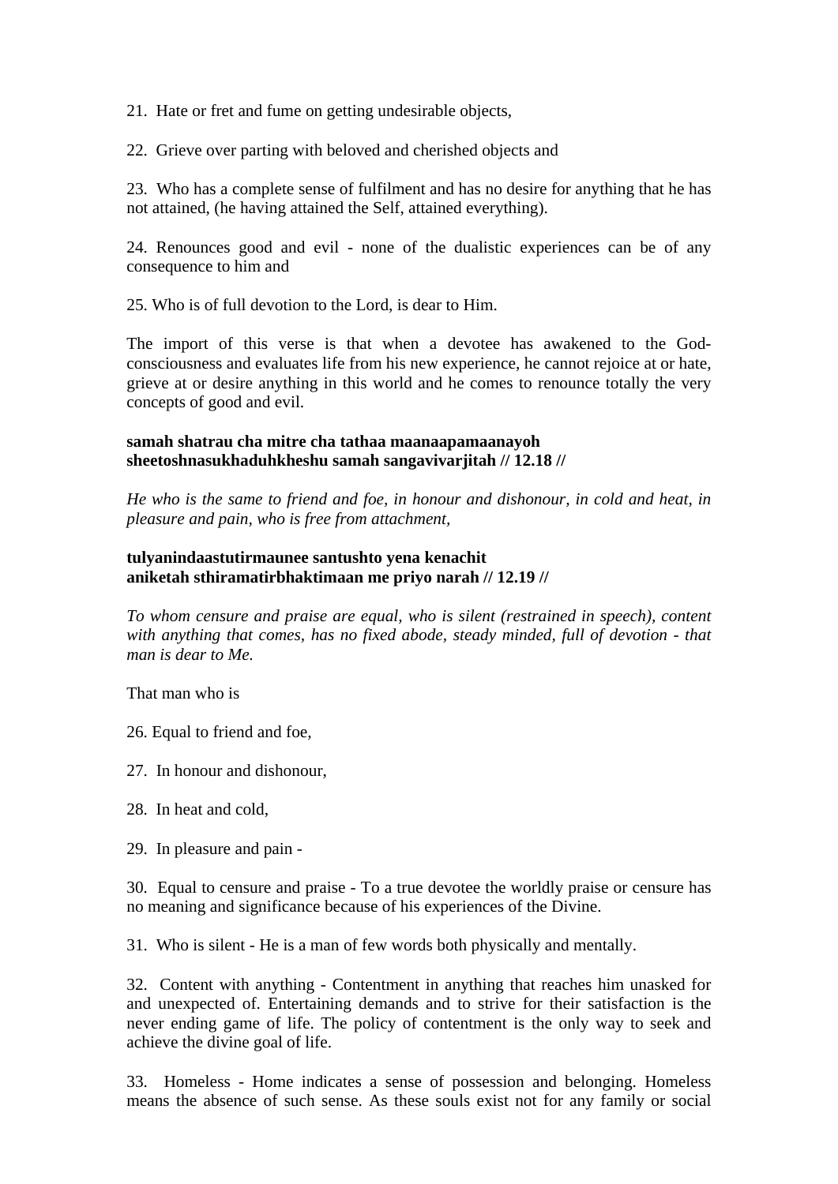21. Hate or fret and fume on getting undesirable objects,

22. Grieve over parting with beloved and cherished objects and

23. Who has a complete sense of fulfilment and has no desire for anything that he has not attained, (he having attained the Self, attained everything).

24. Renounces good and evil - none of the dualistic experiences can be of any consequence to him and

25. Who is of full devotion to the Lord, is dear to Him.

The import of this verse is that when a devotee has awakened to the God-consciousness and evaluates life from his new experience, he cannot rejoice at or hate, grieve at or desire anything in this world and he comes to renounce totally the very concepts of good and evil.

**samah shatrau cha mitre cha tathaa maanaapamaanayoh**
**sheetoshnasukhaduhkheshu samah sangavivarjitah // 12.18 //**

*He who is the same to friend and foe, in honour and dishonour, in cold and heat, in pleasure and pain, who is free from attachment,*

**tulyanindaastutirmaunee santushto yena kenachit**
**aniketah sthiramatirbhaktimaan me priyo narah // 12.19 //**

*To whom censure and praise are equal, who is silent (restrained in speech), content with anything that comes, has no fixed abode, steady minded, full of devotion - that man is dear to Me.*

That man who is

26. Equal to friend and foe,

27. In honour and dishonour,

28. In heat and cold,

29. In pleasure and pain -

30. Equal to censure and praise - To a true devotee the worldly praise or censure has no meaning and significance because of his experiences of the Divine.

31. Who is silent - He is a man of few words both physically and mentally.

32. Content with anything - Contentment in anything that reaches him unasked for and unexpected of. Entertaining demands and to strive for their satisfaction is the never ending game of life. The policy of contentment is the only way to seek and achieve the divine goal of life.

33. Homeless - Home indicates a sense of possession and belonging. Homeless means the absence of such sense. As these souls exist not for any family or social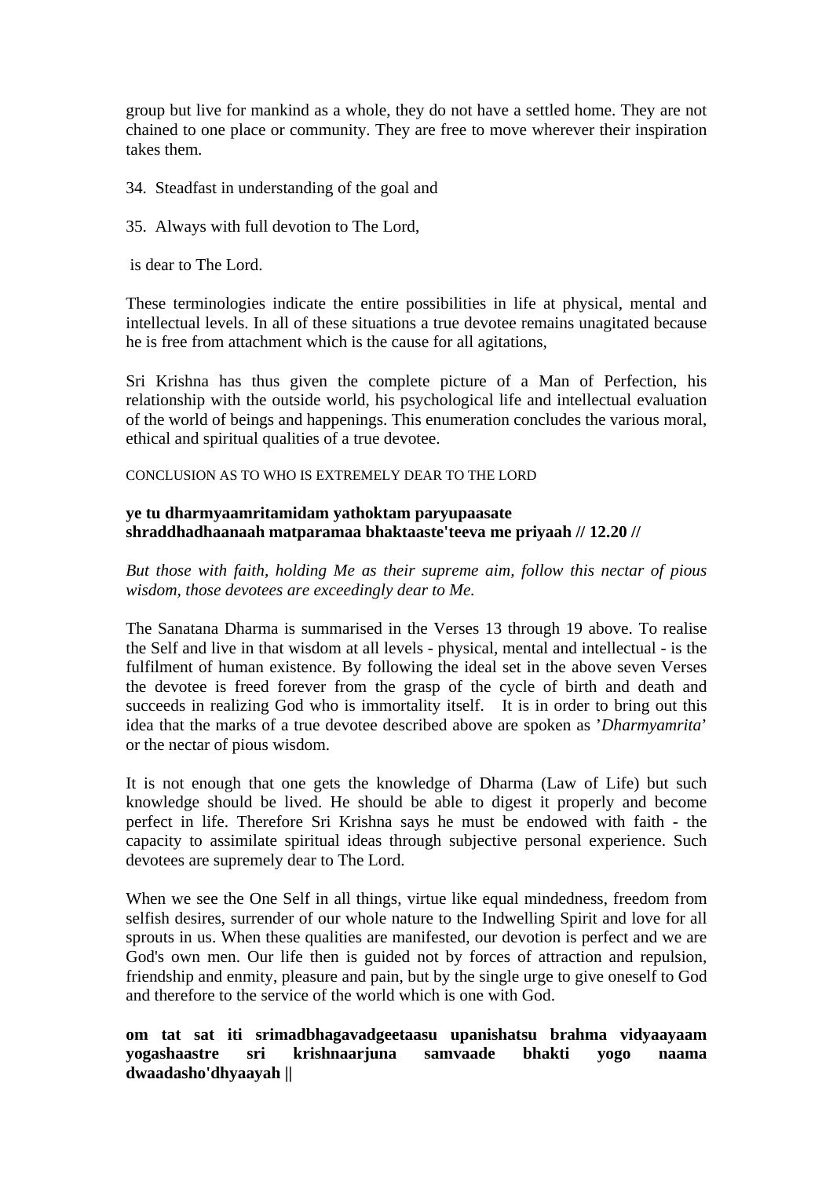group but live for mankind as a whole, they do not have a settled home. They are not chained to one place or community. They are free to move wherever their inspiration takes them.

34. Steadfast in understanding of the goal and

35. Always with full devotion to The Lord,

is dear to The Lord.

These terminologies indicate the entire possibilities in life at physical, mental and intellectual levels. In all of these situations a true devotee remains unagitated because he is free from attachment which is the cause for all agitations,

Sri Krishna has thus given the complete picture of a Man of Perfection, his relationship with the outside world, his psychological life and intellectual evaluation of the world of beings and happenings. This enumeration concludes the various moral, ethical and spiritual qualities of a true devotee.

CONCLUSION AS TO WHO IS EXTREMELY DEAR TO THE LORD

**ye tu dharmyaamritamidam yathoktam paryupaasate**
**shraddhadhaanaah matparamaa bhaktaaste'teeva me priyaah // 12.20 //**

*But those with faith, holding Me as their supreme aim, follow this nectar of pious wisdom, those devotees are exceedingly dear to Me.*

The Sanatana Dharma is summarised in the Verses 13 through 19 above. To realise the Self and live in that wisdom at all levels - physical, mental and intellectual - is the fulfilment of human existence. By following the ideal set in the above seven Verses the devotee is freed forever from the grasp of the cycle of birth and death and succeeds in realizing God who is immortality itself. It is in order to bring out this idea that the marks of a true devotee described above are spoken as '*Dharmyamrita*' or the nectar of pious wisdom.

It is not enough that one gets the knowledge of Dharma (Law of Life) but such knowledge should be lived. He should be able to digest it properly and become perfect in life. Therefore Sri Krishna says he must be endowed with faith - the capacity to assimilate spiritual ideas through subjective personal experience. Such devotees are supremely dear to The Lord.

When we see the One Self in all things, virtue like equal mindedness, freedom from selfish desires, surrender of our whole nature to the Indwelling Spirit and love for all sprouts in us. When these qualities are manifested, our devotion is perfect and we are God's own men. Our life then is guided not by forces of attraction and repulsion, friendship and enmity, pleasure and pain, but by the single urge to give oneself to God and therefore to the service of the world which is one with God.

**om tat sat iti srimadbhagavadgeetaasu upanishatsu brahma vidyaayaam yogashaastre sri krishnaarjuna samvaade bhakti yogo naama dwaadasho'dhyaayah ||**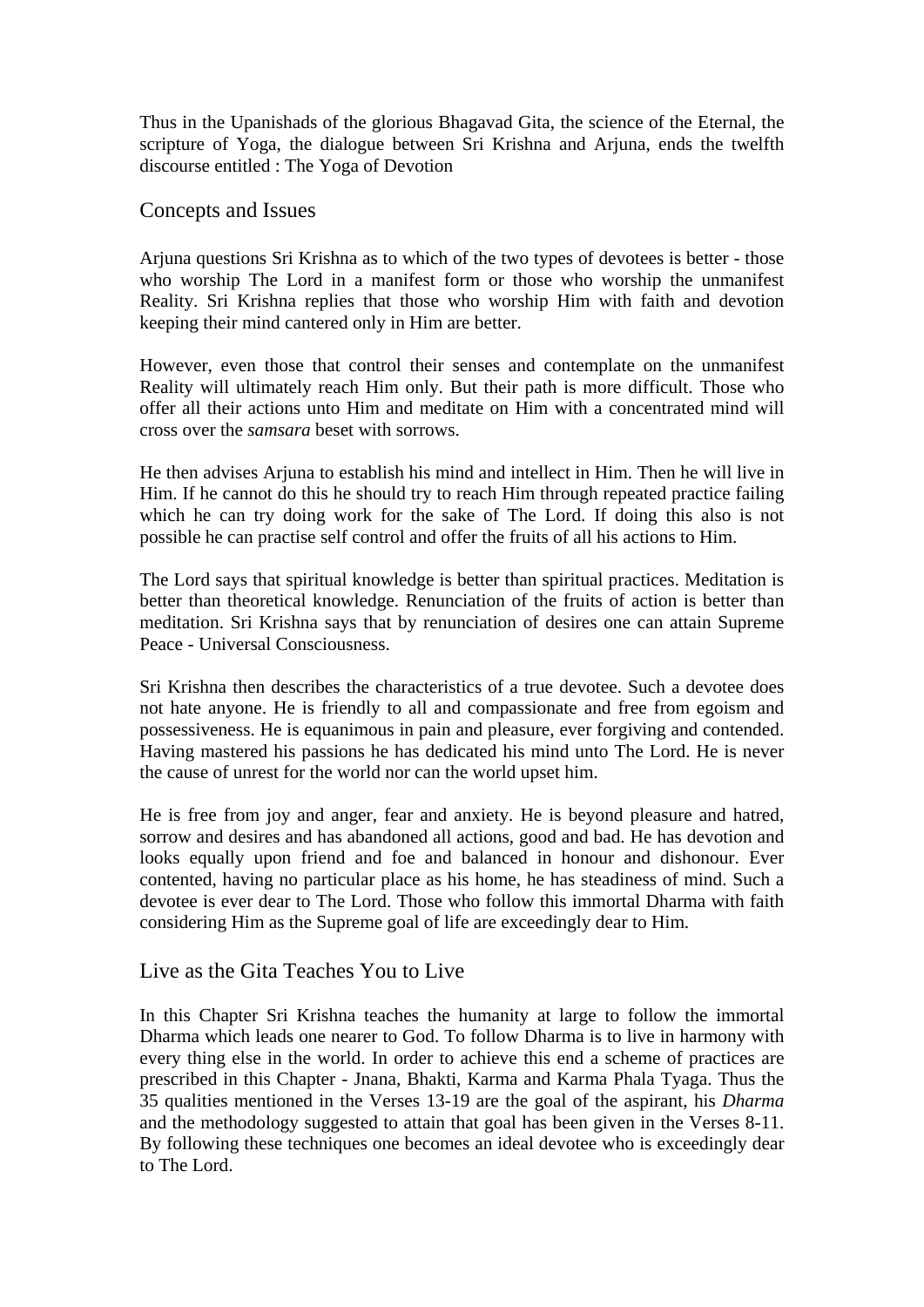Thus in the Upanishads of the glorious Bhagavad Gita, the science of the Eternal, the scripture of Yoga, the dialogue between Sri Krishna and Arjuna, ends the twelfth discourse entitled : The Yoga of Devotion

## Concepts and Issues

Arjuna questions Sri Krishna as to which of the two types of devotees is better - those who worship The Lord in a manifest form or those who worship the unmanifest Reality. Sri Krishna replies that those who worship Him with faith and devotion keeping their mind cantered only in Him are better.

However, even those that control their senses and contemplate on the unmanifest Reality will ultimately reach Him only. But their path is more difficult. Those who offer all their actions unto Him and meditate on Him with a concentrated mind will cross over the *samsara* beset with sorrows.

He then advises Arjuna to establish his mind and intellect in Him. Then he will live in Him. If he cannot do this he should try to reach Him through repeated practice failing which he can try doing work for the sake of The Lord. If doing this also is not possible he can practise self control and offer the fruits of all his actions to Him.

The Lord says that spiritual knowledge is better than spiritual practices. Meditation is better than theoretical knowledge. Renunciation of the fruits of action is better than meditation. Sri Krishna says that by renunciation of desires one can attain Supreme Peace - Universal Consciousness.

Sri Krishna then describes the characteristics of a true devotee. Such a devotee does not hate anyone. He is friendly to all and compassionate and free from egoism and possessiveness. He is equanimous in pain and pleasure, ever forgiving and contended. Having mastered his passions he has dedicated his mind unto The Lord. He is never the cause of unrest for the world nor can the world upset him.

He is free from joy and anger, fear and anxiety. He is beyond pleasure and hatred, sorrow and desires and has abandoned all actions, good and bad. He has devotion and looks equally upon friend and foe and balanced in honour and dishonour. Ever contented, having no particular place as his home, he has steadiness of mind. Such a devotee is ever dear to The Lord. Those who follow this immortal Dharma with faith considering Him as the Supreme goal of life are exceedingly dear to Him.

## Live as the Gita Teaches You to Live

In this Chapter Sri Krishna teaches the humanity at large to follow the immortal Dharma which leads one nearer to God. To follow Dharma is to live in harmony with every thing else in the world. In order to achieve this end a scheme of practices are prescribed in this Chapter - Jnana, Bhakti, Karma and Karma Phala Tyaga. Thus the 35 qualities mentioned in the Verses 13-19 are the goal of the aspirant, his *Dharma* and the methodology suggested to attain that goal has been given in the Verses 8-11. By following these techniques one becomes an ideal devotee who is exceedingly dear to The Lord.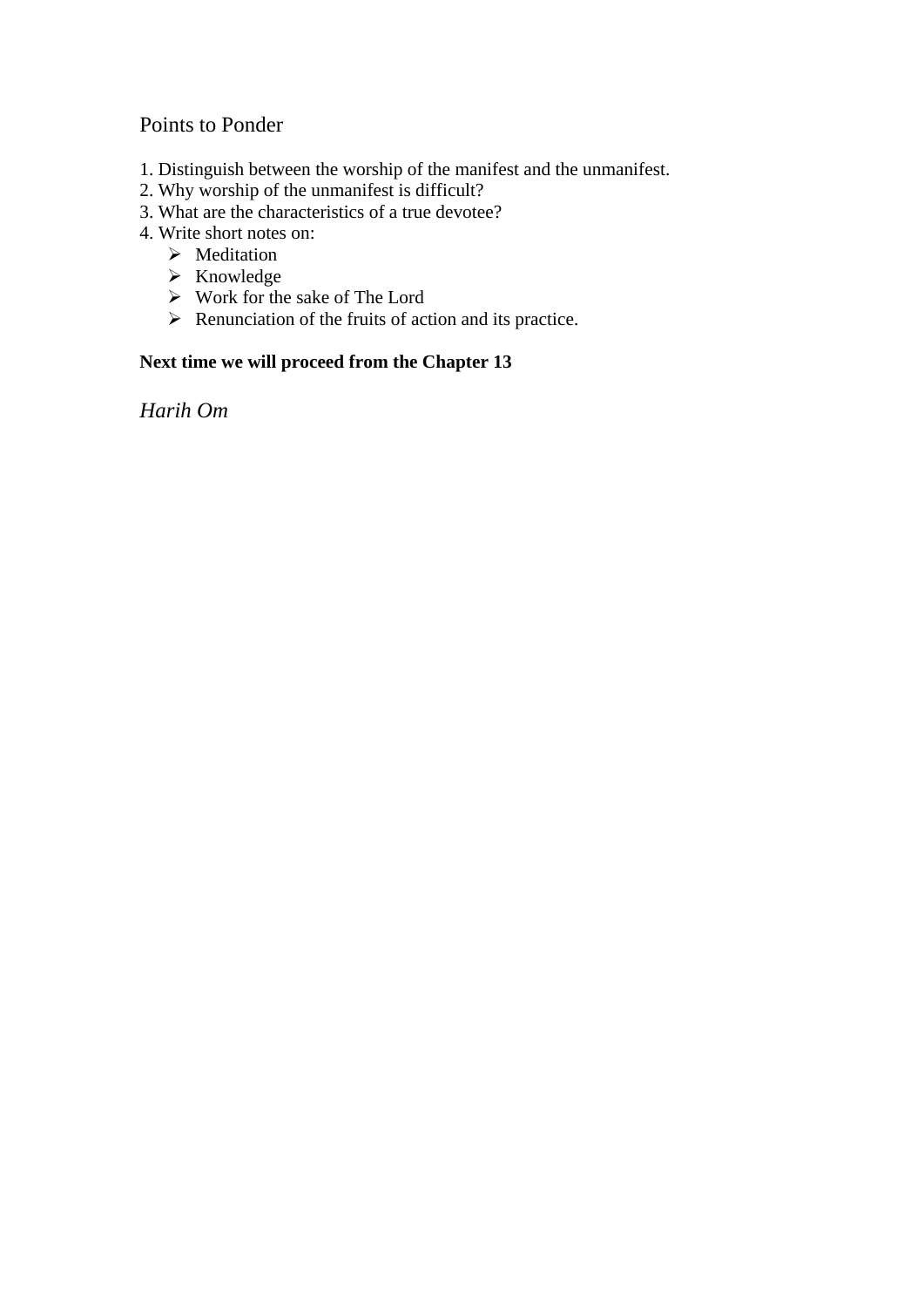## Points to Ponder

1. Distinguish between the worship of the manifest and the unmanifest.
2. Why worship of the unmanifest is difficult?
3. What are the characteristics of a true devotee?
4. Write short notes on:
   - Meditation
   - Knowledge
   - Work for the sake of The Lord
   - Renunciation of the fruits of action and its practice.

**Next time we will proceed from the Chapter 13**

*Harih Om*